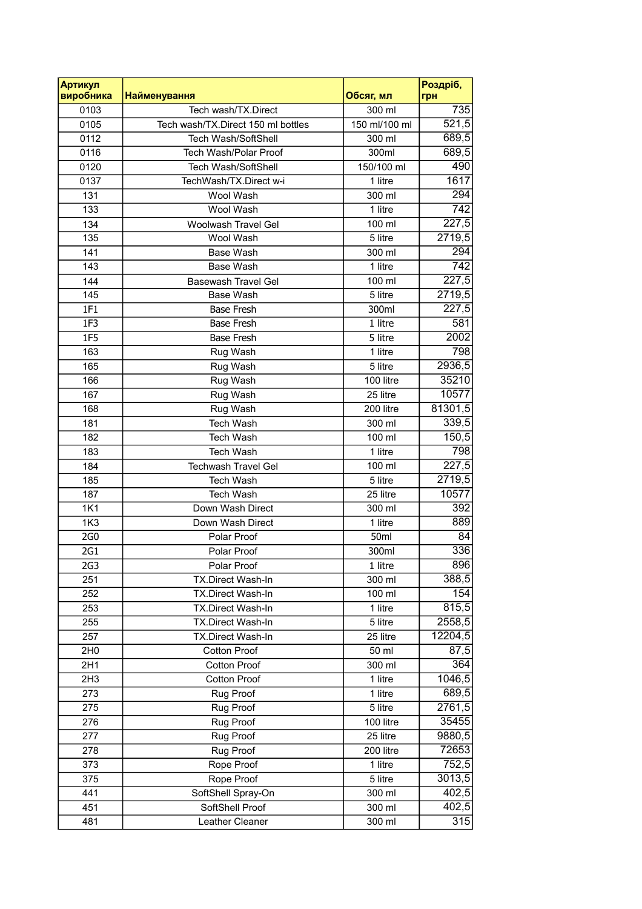| Артикул виробника | Найменування | Обсяг, мл | Роздріб, грн |
|---|---|---|---|
| 0103 | Tech wash/TX.Direct | 300 ml | 735 |
| 0105 | Tech wash/TX.Direct 150 ml bottles | 150 ml/100 ml | 521,5 |
| 0112 | Tech Wash/SoftShell | 300 ml | 689,5 |
| 0116 | Tech Wash/Polar Proof | 300ml | 689,5 |
| 0120 | Tech Wash/SoftShell | 150/100 ml | 490 |
| 0137 | TechWash/TX.Direct w-i | 1 litre | 1617 |
| 131 | Wool Wash | 300 ml | 294 |
| 133 | Wool Wash | 1 litre | 742 |
| 134 | Woolwash Travel Gel | 100 ml | 227,5 |
| 135 | Wool Wash | 5 litre | 2719,5 |
| 141 | Base Wash | 300 ml | 294 |
| 143 | Base Wash | 1 litre | 742 |
| 144 | Basewash Travel Gel | 100 ml | 227,5 |
| 145 | Base Wash | 5 litre | 2719,5 |
| 1F1 | Base Fresh | 300ml | 227,5 |
| 1F3 | Base Fresh | 1 litre | 581 |
| 1F5 | Base Fresh | 5 litre | 2002 |
| 163 | Rug Wash | 1 litre | 798 |
| 165 | Rug Wash | 5 litre | 2936,5 |
| 166 | Rug Wash | 100 litre | 35210 |
| 167 | Rug Wash | 25 litre | 10577 |
| 168 | Rug Wash | 200 litre | 81301,5 |
| 181 | Tech Wash | 300 ml | 339,5 |
| 182 | Tech Wash | 100 ml | 150,5 |
| 183 | Tech Wash | 1 litre | 798 |
| 184 | Techwash Travel Gel | 100 ml | 227,5 |
| 185 | Tech Wash | 5 litre | 2719,5 |
| 187 | Tech Wash | 25 litre | 10577 |
| 1K1 | Down Wash Direct | 300 ml | 392 |
| 1K3 | Down Wash Direct | 1 litre | 889 |
| 2G0 | Polar Proof | 50ml | 84 |
| 2G1 | Polar Proof | 300ml | 336 |
| 2G3 | Polar Proof | 1 litre | 896 |
| 251 | TX.Direct Wash-In | 300 ml | 388,5 |
| 252 | TX.Direct Wash-In | 100 ml | 154 |
| 253 | TX.Direct Wash-In | 1 litre | 815,5 |
| 255 | TX.Direct Wash-In | 5 litre | 2558,5 |
| 257 | TX.Direct Wash-In | 25 litre | 12204,5 |
| 2H0 | Cotton Proof | 50 ml | 87,5 |
| 2H1 | Cotton Proof | 300 ml | 364 |
| 2H3 | Cotton Proof | 1 litre | 1046,5 |
| 273 | Rug Proof | 1 litre | 689,5 |
| 275 | Rug Proof | 5 litre | 2761,5 |
| 276 | Rug Proof | 100 litre | 35455 |
| 277 | Rug Proof | 25 litre | 9880,5 |
| 278 | Rug Proof | 200 litre | 72653 |
| 373 | Rope Proof | 1 litre | 752,5 |
| 375 | Rope Proof | 5 litre | 3013,5 |
| 441 | SoftShell Spray-On | 300 ml | 402,5 |
| 451 | SoftShell Proof | 300 ml | 402,5 |
| 481 | Leather Cleaner | 300 ml | 315 |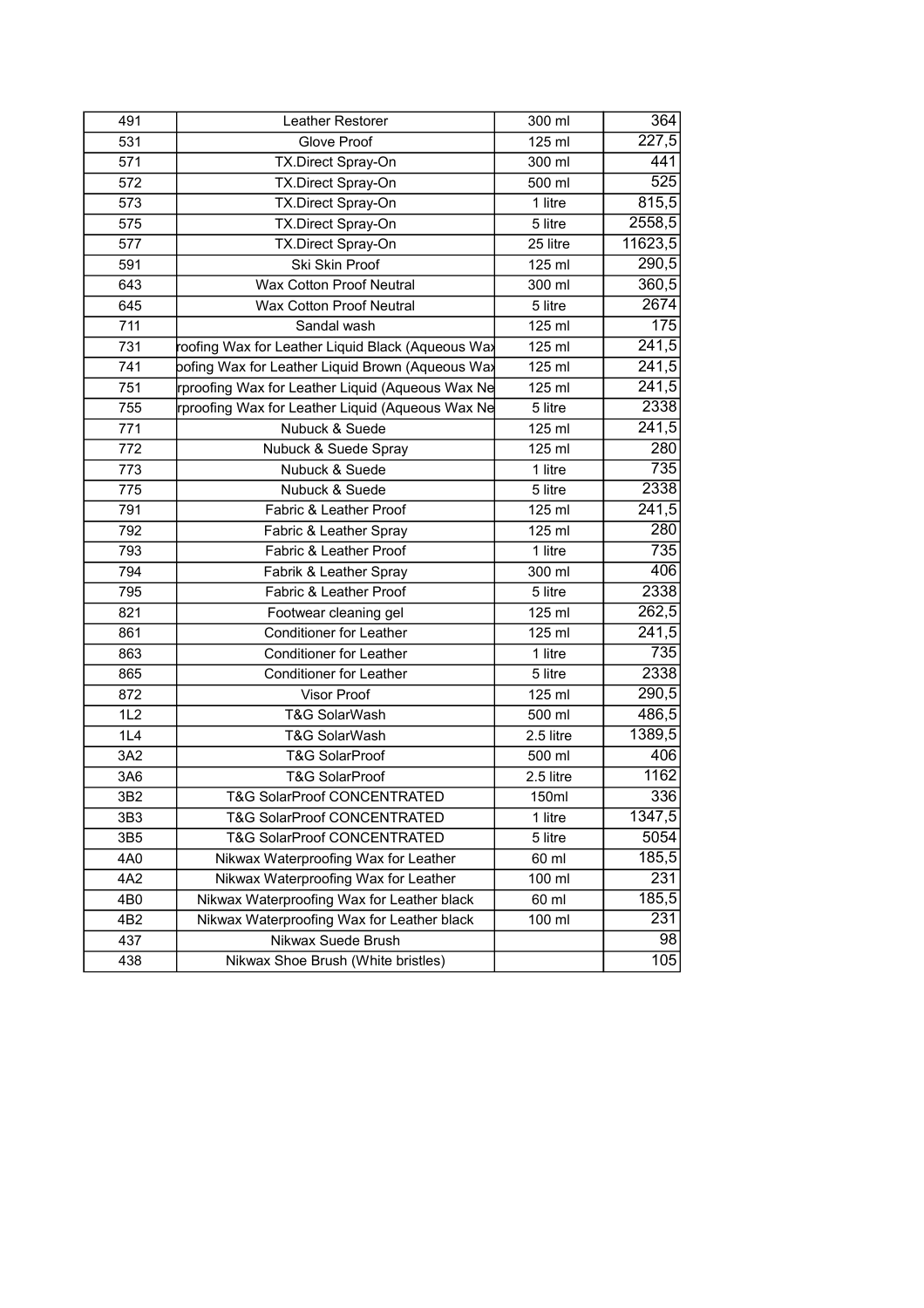| | | | |
|---|---|---|---|
| 491 | Leather Restorer | 300 ml | 364 |
| 531 | Glove Proof | 125 ml | 227,5 |
| 571 | TX.Direct Spray-On | 300 ml | 441 |
| 572 | TX.Direct Spray-On | 500 ml | 525 |
| 573 | TX.Direct Spray-On | 1 litre | 815,5 |
| 575 | TX.Direct Spray-On | 5 litre | 2558,5 |
| 577 | TX.Direct Spray-On | 25 litre | 11623,5 |
| 591 | Ski Skin Proof | 125 ml | 290,5 |
| 643 | Wax Cotton Proof Neutral | 300 ml | 360,5 |
| 645 | Wax Cotton Proof Neutral | 5 litre | 2674 |
| 711 | Sandal wash | 125 ml | 175 |
| 731 | roofing Wax for Leather Liquid Black (Aqueous Wax | 125 ml | 241,5 |
| 741 | oofing Wax for Leather Liquid Brown (Aqueous Wax | 125 ml | 241,5 |
| 751 | rproofing Wax for Leather Liquid (Aqueous Wax Ne | 125 ml | 241,5 |
| 755 | rproofing Wax for Leather Liquid (Aqueous Wax Ne | 5 litre | 2338 |
| 771 | Nubuck & Suede | 125 ml | 241,5 |
| 772 | Nubuck & Suede Spray | 125 ml | 280 |
| 773 | Nubuck & Suede | 1 litre | 735 |
| 775 | Nubuck & Suede | 5 litre | 2338 |
| 791 | Fabric & Leather Proof | 125 ml | 241,5 |
| 792 | Fabric & Leather Spray | 125 ml | 280 |
| 793 | Fabric & Leather Proof | 1 litre | 735 |
| 794 | Fabrik & Leather Spray | 300 ml | 406 |
| 795 | Fabric & Leather Proof | 5 litre | 2338 |
| 821 | Footwear cleaning gel | 125 ml | 262,5 |
| 861 | Conditioner for Leather | 125 ml | 241,5 |
| 863 | Conditioner for Leather | 1 litre | 735 |
| 865 | Conditioner for Leather | 5 litre | 2338 |
| 872 | Visor Proof | 125 ml | 290,5 |
| 1L2 | T&G SolarWash | 500 ml | 486,5 |
| 1L4 | T&G SolarWash | 2.5 litre | 1389,5 |
| 3A2 | T&G SolarProof | 500 ml | 406 |
| 3A6 | T&G SolarProof | 2.5 litre | 1162 |
| 3B2 | T&G SolarProof CONCENTRATED | 150ml | 336 |
| 3B3 | T&G SolarProof CONCENTRATED | 1 litre | 1347,5 |
| 3B5 | T&G SolarProof CONCENTRATED | 5 litre | 5054 |
| 4A0 | Nikwax Waterproofing Wax for Leather | 60 ml | 185,5 |
| 4A2 | Nikwax Waterproofing Wax for Leather | 100 ml | 231 |
| 4B0 | Nikwax Waterproofing Wax for Leather black | 60 ml | 185,5 |
| 4B2 | Nikwax Waterproofing Wax for Leather black | 100 ml | 231 |
| 437 | Nikwax Suede Brush | | 98 |
| 438 | Nikwax Shoe Brush (White bristles) | | 105 |